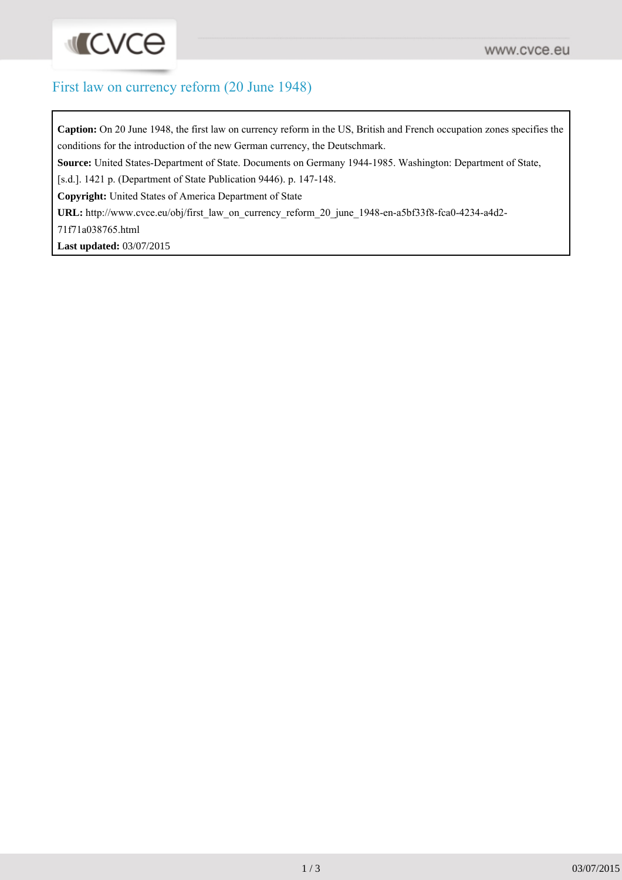# First law on currency reform (20 June 1948)

**Caption:** On 20 June 1948, the first law on currency reform in the US, British and French occupation zones specifies the conditions for the introduction of the new German currency, the Deutschmark.

**Source:** United States-Department of State. Documents on Germany 1944-1985. Washington: Department of State, [s.d.]. 1421 p. (Department of State Publication 9446). p. 147-148.

**Copyright:** United States of America Department of State

**URL:** http://www.cvce.eu/obj/first_law_on_currency_reform_20_june_1948-en-a5bf33f8-fca0-4234-a4d2-71f71a038765.html

**Last updated:** 03/07/2015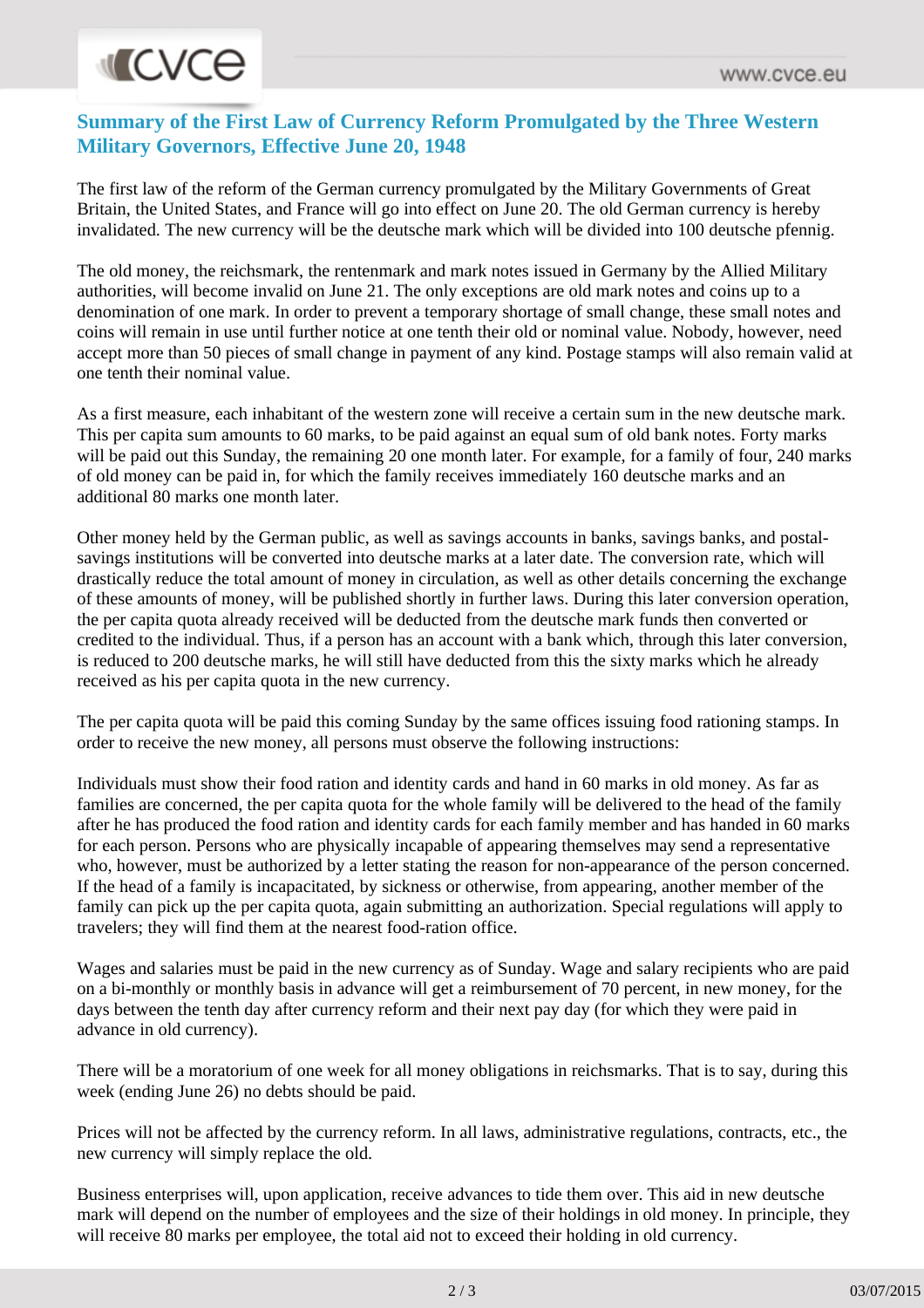## Summary of the First Law of Currency Reform Promulgated by the Three Western Military Governors, Effective June 20, 1948

The first law of the reform of the German currency promulgated by the Military Governments of Great Britain, the United States, and France will go into effect on June 20. The old German currency is hereby invalidated. The new currency will be the deutsche mark which will be divided into 100 deutsche pfennig.

The old money, the reichsmark, the rentenmark and mark notes issued in Germany by the Allied Military authorities, will become invalid on June 21. The only exceptions are old mark notes and coins up to a denomination of one mark. In order to prevent a temporary shortage of small change, these small notes and coins will remain in use until further notice at one tenth their old or nominal value. Nobody, however, need accept more than 50 pieces of small change in payment of any kind. Postage stamps will also remain valid at one tenth their nominal value.

As a first measure, each inhabitant of the western zone will receive a certain sum in the new deutsche mark. This per capita sum amounts to 60 marks, to be paid against an equal sum of old bank notes. Forty marks will be paid out this Sunday, the remaining 20 one month later. For example, for a family of four, 240 marks of old money can be paid in, for which the family receives immediately 160 deutsche marks and an additional 80 marks one month later.

Other money held by the German public, as well as savings accounts in banks, savings banks, and postal-savings institutions will be converted into deutsche marks at a later date. The conversion rate, which will drastically reduce the total amount of money in circulation, as well as other details concerning the exchange of these amounts of money, will be published shortly in further laws. During this later conversion operation, the per capita quota already received will be deducted from the deutsche mark funds then converted or credited to the individual. Thus, if a person has an account with a bank which, through this later conversion, is reduced to 200 deutsche marks, he will still have deducted from this the sixty marks which he already received as his per capita quota in the new currency.

The per capita quota will be paid this coming Sunday by the same offices issuing food rationing stamps. In order to receive the new money, all persons must observe the following instructions:

Individuals must show their food ration and identity cards and hand in 60 marks in old money. As far as families are concerned, the per capita quota for the whole family will be delivered to the head of the family after he has produced the food ration and identity cards for each family member and has handed in 60 marks for each person. Persons who are physically incapable of appearing themselves may send a representative who, however, must be authorized by a letter stating the reason for non-appearance of the person concerned. If the head of a family is incapacitated, by sickness or otherwise, from appearing, another member of the family can pick up the per capita quota, again submitting an authorization. Special regulations will apply to travelers; they will find them at the nearest food-ration office.

Wages and salaries must be paid in the new currency as of Sunday. Wage and salary recipients who are paid on a bi-monthly or monthly basis in advance will get a reimbursement of 70 percent, in new money, for the days between the tenth day after currency reform and their next pay day (for which they were paid in advance in old currency).

There will be a moratorium of one week for all money obligations in reichsmarks. That is to say, during this week (ending June 26) no debts should be paid.

Prices will not be affected by the currency reform. In all laws, administrative regulations, contracts, etc., the new currency will simply replace the old.

Business enterprises will, upon application, receive advances to tide them over. This aid in new deutsche mark will depend on the number of employees and the size of their holdings in old money. In principle, they will receive 80 marks per employee, the total aid not to exceed their holding in old currency.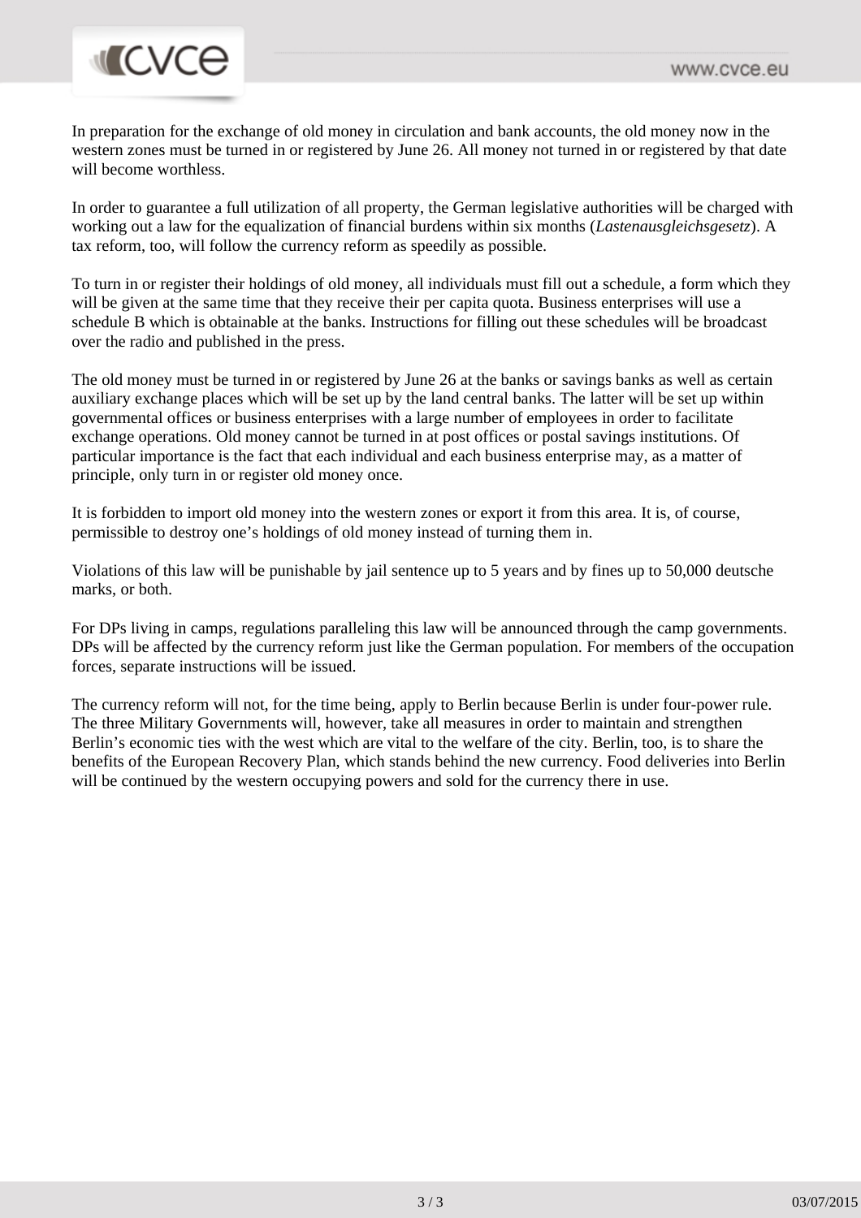In preparation for the exchange of old money in circulation and bank accounts, the old money now in the western zones must be turned in or registered by June 26. All money not turned in or registered by that date will become worthless.

In order to guarantee a full utilization of all property, the German legislative authorities will be charged with working out a law for the equalization of financial burdens within six months (*Lastenausgleichsgesetz*). A tax reform, too, will follow the currency reform as speedily as possible.

To turn in or register their holdings of old money, all individuals must fill out a schedule, a form which they will be given at the same time that they receive their per capita quota. Business enterprises will use a schedule B which is obtainable at the banks. Instructions for filling out these schedules will be broadcast over the radio and published in the press.

The old money must be turned in or registered by June 26 at the banks or savings banks as well as certain auxiliary exchange places which will be set up by the land central banks. The latter will be set up within governmental offices or business enterprises with a large number of employees in order to facilitate exchange operations. Old money cannot be turned in at post offices or postal savings institutions. Of particular importance is the fact that each individual and each business enterprise may, as a matter of principle, only turn in or register old money once.

It is forbidden to import old money into the western zones or export it from this area. It is, of course, permissible to destroy one's holdings of old money instead of turning them in.

Violations of this law will be punishable by jail sentence up to 5 years and by fines up to 50,000 deutsche marks, or both.

For DPs living in camps, regulations paralleling this law will be announced through the camp governments. DPs will be affected by the currency reform just like the German population. For members of the occupation forces, separate instructions will be issued.

The currency reform will not, for the time being, apply to Berlin because Berlin is under four-power rule. The three Military Governments will, however, take all measures in order to maintain and strengthen Berlin's economic ties with the west which are vital to the welfare of the city. Berlin, too, is to share the benefits of the European Recovery Plan, which stands behind the new currency. Food deliveries into Berlin will be continued by the western occupying powers and sold for the currency there in use.